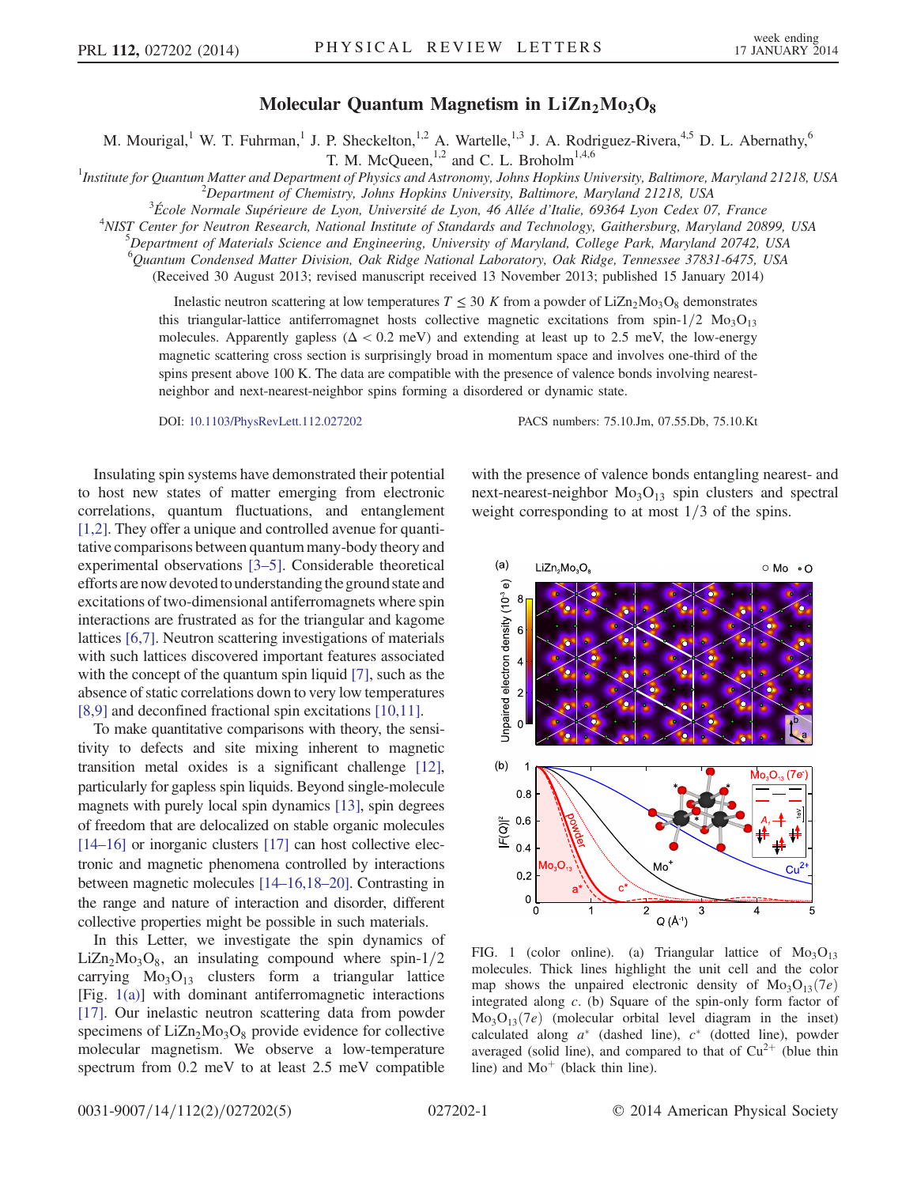# Molecular Quantum Magnetism in $LiZn_2Mo_3O_8$

M. Mourigal,[1] W. T. Fuhrman,[1] J. P. Sheckelton,[1,2] A. Wartelle,[1,3] J. A. Rodriguez-Rivera,[4,5] D. L. Abernathy,[6] T. M. McQueen,[1,2] and C. L. Broholm[1,4,6]

[1]Institute for Quantum Matter and Department of Physics and Astronomy, Johns Hopkins University, Baltimore, Maryland 21218, USA
[2]Department of Chemistry, Johns Hopkins University, Baltimore, Maryland 21218, USA
[3]École Normale Supérieure de Lyon, Université de Lyon, 46 Allée d'Italie, 69364 Lyon Cedex 07, France
[4]NIST Center for Neutron Research, National Institute of Standards and Technology, Gaithersburg, Maryland 20899, USA
[5]Department of Materials Science and Engineering, University of Maryland, College Park, Maryland 20742, USA
[6]Quantum Condensed Matter Division, Oak Ridge National Laboratory, Oak Ridge, Tennessee 37831-6475, USA

(Received 30 August 2013; revised manuscript received 13 November 2013; published 15 January 2014)

Inelastic neutron scattering at low temperatures $T \leq 30$ K from a powder of $LiZn_2Mo_3O_8$ demonstrates this triangular-lattice antiferromagnet hosts collective magnetic excitations from spin-1/2 $Mo_3O_{13}$ molecules. Apparently gapless ($\Delta < 0.2$ meV) and extending at least up to 2.5 meV, the low-energy magnetic scattering cross section is surprisingly broad in momentum space and involves one-third of the spins present above 100 K. The data are compatible with the presence of valence bonds involving nearest-neighbor and next-nearest-neighbor spins forming a disordered or dynamic state.

DOI: 10.1103/PhysRevLett.112.027202 PACS numbers: 75.10.Jm, 07.55.Db, 75.10.Kt

Insulating spin systems have demonstrated their potential to host new states of matter emerging from electronic correlations, quantum fluctuations, and entanglement [1,2]. They offer a unique and controlled avenue for quantitative comparisons between quantum many-body theory and experimental observations [3–5]. Considerable theoretical efforts are now devoted to understanding the ground state and excitations of two-dimensional antiferromagnets where spin interactions are frustrated as for the triangular and kagome lattices [6,7]. Neutron scattering investigations of materials with such lattices discovered important features associated with the concept of the quantum spin liquid [7], such as the absence of static correlations down to very low temperatures [8,9] and deconfined fractional spin excitations [10,11].

To make quantitative comparisons with theory, the sensitivity to defects and site mixing inherent to magnetic transition metal oxides is a significant challenge [12], particularly for gapless spin liquids. Beyond single-molecule magnets with purely local spin dynamics [13], spin degrees of freedom that are delocalized on stable organic molecules [14–16] or inorganic clusters [17] can host collective electronic and magnetic phenomena controlled by interactions between magnetic molecules [14–16,18–20]. Contrasting in the range and nature of interaction and disorder, different collective properties might be possible in such materials.

In this Letter, we investigate the spin dynamics of $LiZn_2Mo_3O_8$, an insulating compound where spin-1/2 carrying $Mo_3O_{13}$ clusters form a triangular lattice [Fig. 1(a)] with dominant antiferromagnetic interactions [17]. Our inelastic neutron scattering data from powder specimens of $LiZn_2Mo_3O_8$ provide evidence for collective molecular magnetism. We observe a low-temperature spectrum from 0.2 meV to at least 2.5 meV compatible with the presence of valence bonds entangling nearest- and next-nearest-neighbor $Mo_3O_{13}$ spin clusters and spectral weight corresponding to at most 1/3 of the spins.

FIG. 1 (color online). (a) Triangular lattice of $Mo_3O_{13}$ molecules. Thick lines highlight the unit cell and the color map shows the unpaired electronic density of $Mo_3O_{13}(7e)$ integrated along $c$. (b) Square of the spin-only form factor of $Mo_3O_{13}(7e)$ (molecular orbital level diagram in the inset) calculated along $a^*$ (dashed line), $c^*$ (dotted line), powder averaged (solid line), and compared to that of $Cu^{2+}$ (blue thin line) and $Mo^+$ (black thin line).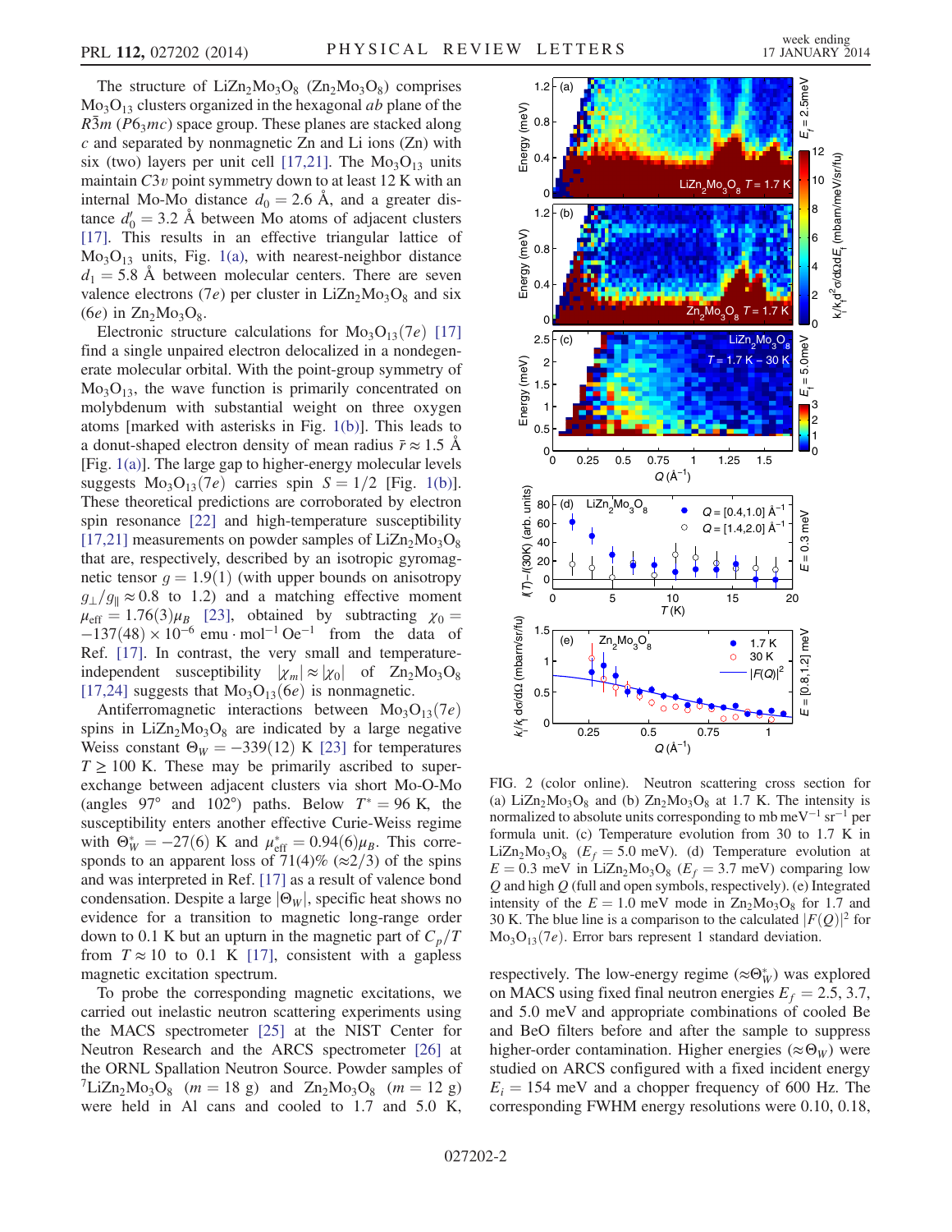The structure of $LiZn_2Mo_3O_8$ ($Zn_2Mo_3O_8$) comprises $Mo_3O_{13}$ clusters organized in the hexagonal $ab$ plane of the $R\bar{3}m$ ($P6_3mc$) space group. These planes are stacked along $c$ and separated by nonmagnetic Zn and Li ions (Zn) with six (two) layers per unit cell [17,21]. The $Mo_3O_{13}$ units maintain $C3v$ point symmetry down to at least 12 K with an internal Mo-Mo distance $d_0 = 2.6$ Å, and a greater distance $d_0' = 3.2$ Å between Mo atoms of adjacent clusters [17]. This results in an effective triangular lattice of $Mo_3O_{13}$ units, Fig. 1(a), with nearest-neighbor distance $d_1 = 5.8$ Å between molecular centers. There are seven valence electrons ($7e$) per cluster in $LiZn_2Mo_3O_8$ and six ($6e$) in $Zn_2Mo_3O_8$.

Electronic structure calculations for $Mo_3O_{13}(7e)$ [17] find a single unpaired electron delocalized in a nondegenerate molecular orbital. With the point-group symmetry of $Mo_3O_{13}$, the wave function is primarily concentrated on molybdenum with substantial weight on three oxygen atoms [marked with asterisks in Fig. 1(b)]. This leads to a donut-shaped electron density of mean radius $\bar{r} \approx 1.5$ Å [Fig. 1(a)]. The large gap to higher-energy molecular levels suggests $Mo_3O_{13}(7e)$ carries spin $S = 1/2$ [Fig. 1(b)]. These theoretical predictions are corroborated by electron spin resonance [22] and high-temperature susceptibility [17,21] measurements on powder samples of $LiZn_2Mo_3O_8$ that are, respectively, described by an isotropic gyromagnetic tensor $g = 1.9(1)$ (with upper bounds on anisotropy $g_\perp/g_\parallel \approx 0.8$ to 1.2) and a matching effective moment $\mu_{\rm eff} = 1.76(3)\mu_B$ [23], obtained by subtracting $\chi_0 = -137(48) \times 10^{-6}$ emu · mol$^{-1}$ Oe$^{-1}$ from the data of Ref. [17]. In contrast, the very small and temperature-independent susceptibility $|\chi_m| \approx |\chi_0|$ of $Zn_2Mo_3O_8$ [17,24] suggests that $Mo_3O_{13}(6e)$ is nonmagnetic.

Antiferromagnetic interactions between $Mo_3O_{13}(7e)$ spins in $LiZn_2Mo_3O_8$ are indicated by a large negative Weiss constant $\Theta_W = -339(12)$ K [23] for temperatures $T \geq 100$ K. These may be primarily ascribed to superexchange between adjacent clusters via short Mo-O-Mo (angles 97° and 102°) paths. Below $T^* = 96$ K, the susceptibility enters another effective Curie-Weiss regime with $\Theta_W^* = -27(6)$ K and $\mu_{\rm eff}^* = 0.94(6)\mu_B$. This corresponds to an apparent loss of 71(4)% ($\approx 2/3$) of the spins and was interpreted in Ref. [17] as a result of valence bond condensation. Despite a large $|\Theta_W|$, specific heat shows no evidence for a transition to magnetic long-range order down to 0.1 K but an upturn in the magnetic part of $C_p/T$ from $T \approx 10$ to 0.1 K [17], consistent with a gapless magnetic excitation spectrum.

To probe the corresponding magnetic excitations, we carried out inelastic neutron scattering experiments using the MACS spectrometer [25] at the NIST Center for Neutron Research and the ARCS spectrometer [26] at the ORNL Spallation Neutron Source. Powder samples of $^7LiZn_2Mo_3O_8$ ($m = 18$ g) and $Zn_2Mo_3O_8$ ($m = 12$ g) were held in Al cans and cooled to 1.7 and 5.0 K, respectively. The low-energy regime ($\approx \Theta_W^*$) was explored on MACS using fixed final neutron energies $E_f = 2.5$, 3.7, and 5.0 meV and appropriate combinations of cooled Be and BeO filters before and after the sample to suppress higher-order contamination. Higher energies ($\approx \Theta_W$) were studied on ARCS configured with a fixed incident energy $E_i = 154$ meV and a chopper frequency of 600 Hz. The corresponding FWHM energy resolutions were 0.10, 0.18,

FIG. 2 (color online). Neutron scattering cross section for (a) $LiZn_2Mo_3O_8$ and (b) $Zn_2Mo_3O_8$ at 1.7 K. The intensity is normalized to absolute units corresponding to mb meV$^{-1}$ sr$^{-1}$ per formula unit. (c) Temperature evolution from 30 to 1.7 K in $LiZn_2Mo_3O_8$ ($E_f = 5.0$ meV). (d) Temperature evolution at $E = 0.3$ meV in $LiZn_2Mo_3O_8$ ($E_f = 3.7$ meV) comparing low $Q$ and high $Q$ (full and open symbols, respectively). (e) Integrated intensity of the $E = 1.0$ meV mode in $Zn_2Mo_3O_8$ for 1.7 and 30 K. The blue line is a comparison to the calculated $|F(Q)|^2$ for $Mo_3O_{13}(7e)$. Error bars represent 1 standard deviation.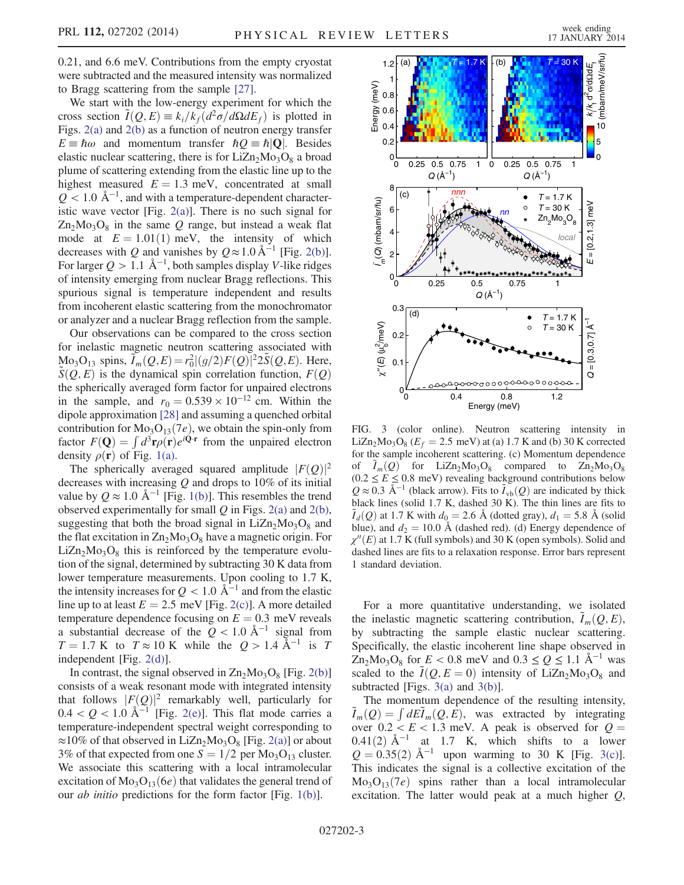0.21, and 6.6 meV. Contributions from the empty cryostat were subtracted and the measured intensity was normalized to Bragg scattering from the sample [27].

We start with the low-energy experiment for which the cross section $\tilde{I}(Q,E) \equiv k_i/k_f(d^2\sigma/d\Omega dE_f)$ is plotted in Figs. 2(a) and 2(b) as a function of neutron energy transfer $E \equiv \hbar\omega$ and momentum transfer $\hbar Q \equiv \hbar|\mathbf{Q}|$. Besides elastic nuclear scattering, there is for $LiZn_2Mo_3O_8$ a broad plume of scattering extending from the elastic line up to the highest measured $E = 1.3$ meV, concentrated at small $Q < 1.0$ Å$^{-1}$, and with a temperature-dependent characteristic wave vector [Fig. 2(a)]. There is no such signal for $Zn_2Mo_3O_8$ in the same $Q$ range, but instead a weak flat mode at $E = 1.01(1)$ meV, the intensity of which decreases with $Q$ and vanishes by $Q \approx 1.0$ Å$^{-1}$ [Fig. 2(b)]. For larger $Q > 1.1$ Å$^{-1}$, both samples display $V$-like ridges of intensity emerging from nuclear Bragg reflections. This spurious signal is temperature independent and results from incoherent elastic scattering from the monochromator or analyzer and a nuclear Bragg reflection from the sample.

Our observations can be compared to the cross section for inelastic magnetic neutron scattering associated with $Mo_3O_{13}$ spins, $\tilde{I}_m(Q,E) = r_0^2|(g/2)F(Q)|^2 2\tilde{S}(Q,E)$. Here, $\tilde{S}(Q,E)$ is the dynamical spin correlation function, $F(Q)$ the spherically averaged form factor for unpaired electrons in the sample, and $r_0 = 0.539 \times 10^{-12}$ cm. Within the dipole approximation [28] and assuming a quenched orbital contribution for $Mo_3O_{13}(7e)$, we obtain the spin-only from factor $F(\mathbf{Q}) = \int d^3\mathbf{r}\rho(\mathbf{r})e^{i\mathbf{Q}\cdot\mathbf{r}}$ from the unpaired electron density $\rho(\mathbf{r})$ of Fig. 1(a).

The spherically averaged squared amplitude $|F(Q)|^2$ decreases with increasing $Q$ and drops to 10% of its initial value by $Q \approx 1.0$ Å$^{-1}$ [Fig. 1(b)]. This resembles the trend observed experimentally for small $Q$ in Figs. 2(a) and 2(b), suggesting that both the broad signal in $LiZn_2Mo_3O_8$ and the flat excitation in $Zn_2Mo_3O_8$ have a magnetic origin. For $LiZn_2Mo_3O_8$ this is reinforced by the temperature evolution of the signal, determined by subtracting 30 K data from lower temperature measurements. Upon cooling to 1.7 K, the intensity increases for $Q < 1.0$ Å$^{-1}$ and from the elastic line up to at least $E = 2.5$ meV [Fig. 2(c)]. A more detailed temperature dependence focusing on $E = 0.3$ meV reveals a substantial decrease of the $Q < 1.0$ Å$^{-1}$ signal from $T = 1.7$ K to $T \approx 10$ K while the $Q > 1.4$ Å$^{-1}$ is $T$ independent [Fig. 2(d)].

In contrast, the signal observed in $Zn_2Mo_3O_8$ [Fig. 2(b)] consists of a weak resonant mode with integrated intensity that follows $|F(Q)|^2$ remarkably well, particularly for $0.4 < Q < 1.0$ Å$^{-1}$ [Fig. 2(e)]. This flat mode carries a temperature-independent spectral weight corresponding to $\approx$10% of that observed in $LiZn_2Mo_3O_8$ [Fig. 2(a)] or about 3% of that expected from one $S = 1/2$ per $Mo_3O_{13}$ cluster. We associate this scattering with a local intramolecular excitation of $Mo_3O_{13}(6e)$ that validates the general trend of our *ab initio* predictions for the form factor [Fig. 1(b)].

FIG. 3 (color online). Neutron scattering intensity in $LiZn_2Mo_3O_8$ ($E_f = 2.5$ meV) at (a) 1.7 K and (b) 30 K corrected for the sample incoherent scattering. (c) Momentum dependence of $\tilde{I}_m(Q)$ for $LiZn_2Mo_3O_8$ compared to $Zn_2Mo_3O_8$ ($0.2 \le E \le 0.8$ meV) revealing background contributions below $Q \approx 0.3$ Å$^{-1}$ (black arrow). Fits to $\tilde{I}_{\text{vb}}(Q)$ are indicated by thick black lines (solid 1.7 K, dashed 30 K). The thin lines are fits to $\tilde{I}_d(Q)$ at 1.7 K with $d_0 = 2.6$ Å (dotted gray), $d_1 = 5.8$ Å (solid blue), and $d_2 = 10.0$ Å (dashed red). (d) Energy dependence of $\chi''(E)$ at 1.7 K (full symbols) and 30 K (open symbols). Solid and dashed lines are fits to a relaxation response. Error bars represent 1 standard deviation.

For a more quantitative understanding, we isolated the inelastic magnetic scattering contribution, $\tilde{I}_m(Q,E)$, by subtracting the sample elastic nuclear scattering. Specifically, the elastic incoherent line shape observed in $Zn_2Mo_3O_8$ for $E < 0.8$ meV and $0.3 \le Q \le 1.1$ Å$^{-1}$ was scaled to the $\tilde{I}(Q, E = 0)$ intensity of $LiZn_2Mo_3O_8$ and subtracted [Figs. 3(a) and 3(b)].

The momentum dependence of the resulting intensity, $\tilde{I}_m(Q) = \int dE\tilde{I}_m(Q,E)$, was extracted by integrating over $0.2 < E < 1.3$ meV. A peak is observed for $Q = 0.41(2)$ Å$^{-1}$ at 1.7 K, which shifts to a lower $Q = 0.35(2)$ Å$^{-1}$ upon warming to 30 K [Fig. 3(c)]. This indicates the signal is a collective excitation of the $Mo_3O_{13}(7e)$ spins rather than a local intramolecular excitation. The latter would peak at a much higher $Q$,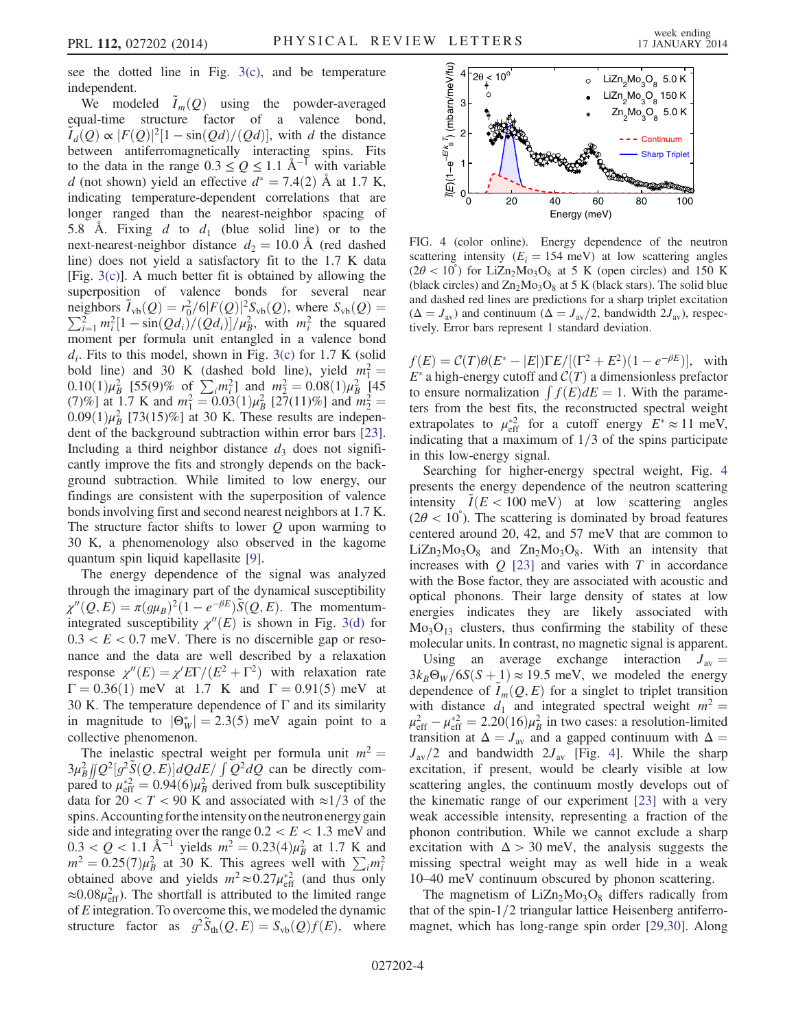see the dotted line in Fig. 3(c), and be temperature independent.

We modeled $\tilde{I}_m(Q)$ using the powder-averaged equal-time structure factor of a valence bond, $\tilde{I}_d(Q) \propto |F(Q)|^2[1 - \sin(Qd)/(Qd)]$, with $d$ the distance between antiferromagnetically interacting spins. Fits to the data in the range $0.3 \le Q \le 1.1$ Å$^{-1}$ with variable $d$ (not shown) yield an effective $d^* = 7.4(2)$ Å at 1.7 K, indicating temperature-dependent correlations that are longer ranged than the nearest-neighbor spacing of 5.8 Å. Fixing $d$ to $d_1$ (blue solid line) or to the next-nearest-neighbor distance $d_2 = 10.0$ Å (red dashed line) does not yield a satisfactory fit to the 1.7 K data [Fig. 3(c)]. A much better fit is obtained by allowing the superposition of valence bonds for several near neighbors $\tilde{I}_{\rm vb}(Q) = r_0^2/6|F(Q)|^2 S_{\rm vb}(Q)$, where $S_{\rm vb}(Q) = \sum_{i=1}^{2} m_i^2[1 - \sin(Qd_i)/(Qd_i)]/\mu_B^2$, with $m_i^2$ the squared moment per formula unit entangled in a valence bond $d_i$. Fits to this model, shown in Fig. 3(c) for 1.7 K (solid bold line) and 30 K (dashed bold line), yield $m_1^2 = 0.10(1)\mu_B^2$ [55(9)% of $\sum_i m_i^2$] and $m_2^2 = 0.08(1)\mu_B^2$ [45(7)%] at 1.7 K and $m_1^2 = 0.03(1)\mu_B^2$ [27(11)%] and $m_2^2 = 0.09(1)\mu_B^2$ [73(15)%] at 30 K. These results are independent of the background subtraction within error bars [23]. Including a third neighbor distance $d_3$ does not significantly improve the fits and strongly depends on the background subtraction. While limited to low energy, our findings are consistent with the superposition of valence bonds involving first and second nearest neighbors at 1.7 K. The structure factor shifts to lower $Q$ upon warming to 30 K, a phenomenology also observed in the kagome quantum spin liquid kapellasite [9].

The energy dependence of the signal was analyzed through the imaginary part of the dynamical susceptibility $\chi''(Q,E) = \pi(g\mu_B)^2(1 - e^{-\beta E})\tilde{S}(Q,E)$. The momentum-integrated susceptibility $\chi''(E)$ is shown in Fig. 3(d) for $0.3 < E < 0.7$ meV. There is no discernible gap or resonance and the data are well described by a relaxation response $\chi''(E) = \chi' E\Gamma/(E^2 + \Gamma^2)$ with relaxation rate $\Gamma = 0.36(1)$ meV at 1.7 K and $\Gamma = 0.91(5)$ meV at 30 K. The temperature dependence of $\Gamma$ and its similarity in magnitude to $|\Theta_W^*| = 2.3(5)$ meV again point to a collective phenomenon.

The inelastic spectral weight per formula unit $m^2 = 3\mu_B^2 \iint Q^2[g^2\tilde{S}(Q,E)]dQdE / \int Q^2 dQ$ can be directly compared to $\mu_{\rm eff}^{*2} = 0.94(6)\mu_B^2$ derived from bulk susceptibility data for $20 < T < 90$ K and associated with $\approx 1/3$ of the spins. Accounting for the intensity on the neutron energy gain side and integrating over the range $0.2 < E < 1.3$ meV and $0.3 < Q < 1.1$ Å$^{-1}$ yields $m^2 = 0.23(4)\mu_B^2$ at 1.7 K and $m^2 = 0.25(7)\mu_B^2$ at 30 K. This agrees well with $\sum_i m_i^2$ obtained above and yields $m^2 \approx 0.27\mu_{\rm eff}^{*2}$ (and thus only $\approx 0.08\mu_{\rm eff}^2$). The shortfall is attributed to the limited range of $E$ integration. To overcome this, we modeled the dynamic structure factor as $g^2\tilde{S}_{\rm th}(Q,E) = S_{\rm vb}(Q)f(E)$, where $f(E) = \mathcal{C}(T)\theta(E^* - |E|)\Gamma E/[(\Gamma^2 + E^2)(1 - e^{-\beta E})]$, with $E^*$ a high-energy cutoff and $\mathcal{C}(T)$ a dimensionless prefactor to ensure normalization $\int f(E)dE = 1$. With the parameters from the best fits, the reconstructed spectral weight extrapolates to $\mu_{\rm eff}^{*2}$ for a cutoff energy $E^* \approx 11$ meV, indicating that a maximum of $1/3$ of the spins participate in this low-energy signal.

FIG. 4 (color online). Energy dependence of the neutron scattering intensity ($E_i = 154$ meV) at low scattering angles ($2\theta < 10^\circ$) for $LiZn_2Mo_3O_8$ at 5 K (open circles) and 150 K (black circles) and $Zn_2Mo_3O_8$ at 5 K (black stars). The solid blue and dashed red lines are predictions for a sharp triplet excitation ($\Delta = J_{\rm av}$) and continuum ($\Delta = J_{\rm av}/2$, bandwidth $2J_{\rm av}$), respectively. Error bars represent 1 standard deviation.

Searching for higher-energy spectral weight, Fig. 4 presents the energy dependence of the neutron scattering intensity $\tilde{I}(E < 100$ meV) at low scattering angles ($2\theta < 10^\circ$). The scattering is dominated by broad features centered around 20, 42, and 57 meV that are common to $LiZn_2Mo_3O_8$ and $Zn_2Mo_3O_8$. With an intensity that increases with $Q$ [23] and varies with $T$ in accordance with the Bose factor, they are associated with acoustic and optical phonons. Their large density of states at low energies indicates they are likely associated with $Mo_3O_{13}$ clusters, thus confirming the stability of these molecular units. In contrast, no magnetic signal is apparent.

Using an average exchange interaction $J_{\rm av} = 3k_B\Theta_W/6S(S+1) \approx 19.5$ meV, we modeled the energy dependence of $\tilde{I}_m(Q,E)$ for a singlet to triplet transition with distance $d_1$ and integrated spectral weight $m^2 = \mu_{\rm eff}^2 - \mu_{\rm eff}^{*2} = 2.20(16)\mu_B^2$ in two cases: a resolution-limited transition at $\Delta = J_{\rm av}$ and a gapped continuum with $\Delta = J_{\rm av}/2$ and bandwidth $2J_{\rm av}$ [Fig. 4]. While the sharp excitation, if present, would be clearly visible at low scattering angles, the continuum mostly develops out of the kinematic range of our experiment [23] with a very weak accessible intensity, representing a fraction of the phonon contribution. While we cannot exclude a sharp excitation with $\Delta > 30$ meV, the analysis suggests the missing spectral weight may as well hide in a weak 10–40 meV continuum obscured by phonon scattering.

The magnetism of $LiZn_2Mo_3O_8$ differs radically from that of the spin-1/2 triangular lattice Heisenberg antiferromagnet, which has long-range spin order [29,30]. Along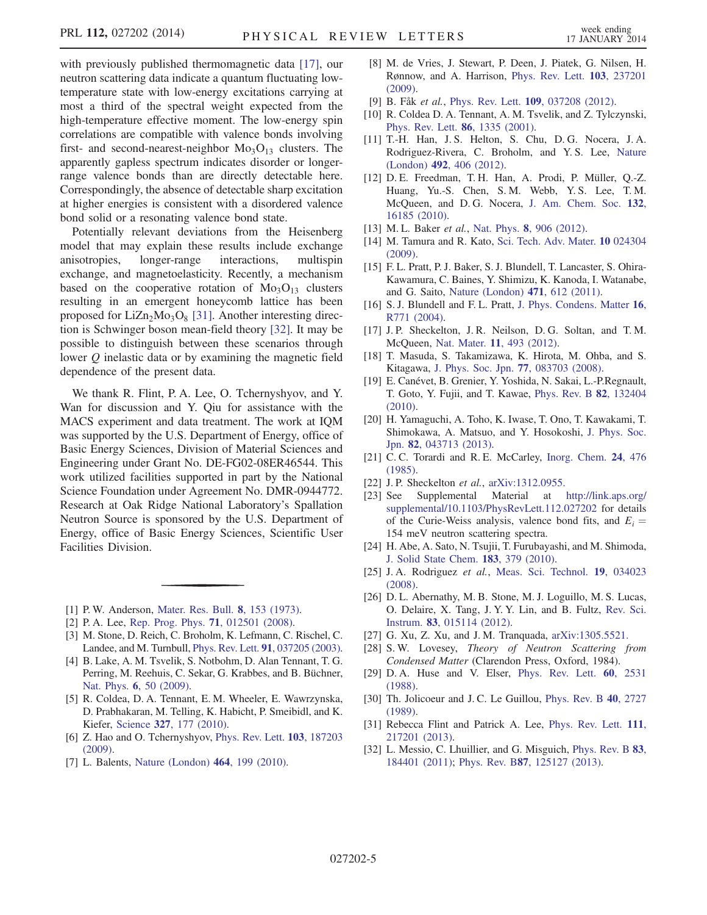with previously published thermomagnetic data [17], our neutron scattering data indicate a quantum fluctuating low-temperature state with low-energy excitations carrying at most a third of the spectral weight expected from the high-temperature effective moment. The low-energy spin correlations are compatible with valence bonds involving first- and second-nearest-neighbor $Mo_3O_{13}$ clusters. The apparently gapless spectrum indicates disorder or longer-range valence bonds than are directly detectable here. Correspondingly, the absence of detectable sharp excitation at higher energies is consistent with a disordered valence bond solid or a resonating valence bond state.

Potentially relevant deviations from the Heisenberg model that may explain these results include exchange anisotropies, longer-range interactions, multispin exchange, and magnetoelasticity. Recently, a mechanism based on the cooperative rotation of $Mo_3O_{13}$ clusters resulting in an emergent honeycomb lattice has been proposed for $LiZn_2Mo_3O_8$ [31]. Another interesting direction is Schwinger boson mean-field theory [32]. It may be possible to distinguish between these scenarios through lower $Q$ inelastic data or by examining the magnetic field dependence of the present data.

We thank R. Flint, P. A. Lee, O. Tchernyshyov, and Y. Wan for discussion and Y. Qiu for assistance with the MACS experiment and data treatment. The work at IQM was supported by the U.S. Department of Energy, office of Basic Energy Sciences, Division of Material Sciences and Engineering under Grant No. DE-FG02-08ER46544. This work utilized facilities supported in part by the National Science Foundation under Agreement No. DMR-0944772. Research at Oak Ridge National Laboratory's Spallation Neutron Source is sponsored by the U.S. Department of Energy, office of Basic Energy Sciences, Scientific User Facilities Division.

---

[1] P. W. Anderson, Mater. Res. Bull. **8**, 153 (1973).

[2] P. A. Lee, Rep. Prog. Phys. **71**, 012501 (2008).

[3] M. Stone, D. Reich, C. Broholm, K. Lefmann, C. Rischel, C. Landee, and M. Turnbull, Phys. Rev. Lett. **91**, 037205 (2003).

[4] B. Lake, A. M. Tsvelik, S. Notbohm, D. Alan Tennant, T. G. Perring, M. Reehuis, C. Sekar, G. Krabbes, and B. Büchner, Nat. Phys. **6**, 50 (2009).

[5] R. Coldea, D. A. Tennant, E. M. Wheeler, E. Wawrzynska, D. Prabhakaran, M. Telling, K. Habicht, P. Smeibidl, and K. Kiefer, Science **327**, 177 (2010).

[6] Z. Hao and O. Tchernyshyov, Phys. Rev. Lett. **103**, 187203 (2009).

[7] L. Balents, Nature (London) **464**, 199 (2010).

[8] M. de Vries, J. Stewart, P. Deen, J. Piatek, G. Nilsen, H. Rønnow, and A. Harrison, Phys. Rev. Lett. **103**, 237201 (2009).

[9] B. Fåk *et al.*, Phys. Rev. Lett. **109**, 037208 (2012).

[10] R. Coldea D. A. Tennant, A. M. Tsvelik, and Z. Tylczynski, Phys. Rev. Lett. **86**, 1335 (2001).

[11] T.-H. Han, J. S. Helton, S. Chu, D. G. Nocera, J. A. Rodriguez-Rivera, C. Broholm, and Y. S. Lee, Nature (London) **492**, 406 (2012).

[12] D. E. Freedman, T. H. Han, A. Prodi, P. Müller, Q.-Z. Huang, Yu.-S. Chen, S. M. Webb, Y. S. Lee, T. M. McQueen, and D. G. Nocera, J. Am. Chem. Soc. **132**, 16185 (2010).

[13] M. L. Baker *et al.*, Nat. Phys. **8**, 906 (2012).

[14] M. Tamura and R. Kato, Sci. Tech. Adv. Mater. **10** 024304 (2009).

[15] F. L. Pratt, P. J. Baker, S. J. Blundell, T. Lancaster, S. Ohira-Kawamura, C. Baines, Y. Shimizu, K. Kanoda, I. Watanabe, and G. Saito, Nature (London) **471**, 612 (2011).

[16] S. J. Blundell and F. L. Pratt, J. Phys. Condens. Matter **16**, R771 (2004).

[17] J. P. Sheckelton, J. R. Neilson, D. G. Soltan, and T. M. McQueen, Nat. Mater. **11**, 493 (2012).

[18] T. Masuda, S. Takamizawa, K. Hirota, M. Ohba, and S. Kitagawa, J. Phys. Soc. Jpn. **77**, 083703 (2008).

[19] E. Canévet, B. Grenier, Y. Yoshida, N. Sakai, L.-P.Regnault, T. Goto, Y. Fujii, and T. Kawae, Phys. Rev. B **82**, 132404 (2010).

[20] H. Yamaguchi, A. Toho, K. Iwase, T. Ono, T. Kawakami, T. Shimokawa, A. Matsuo, and Y. Hosokoshi, J. Phys. Soc. Jpn. **82**, 043713 (2013).

[21] C. C. Torardi and R. E. McCarley, Inorg. Chem. **24**, 476 (1985).

[22] J. P. Sheckelton *et al.*, arXiv:1312.0955.

[23] See Supplemental Material at http://link.aps.org/supplemental/10.1103/PhysRevLett.112.027202 for details of the Curie-Weiss analysis, valence bond fits, and $E_i = 154$ meV neutron scattering spectra.

[24] H. Abe, A. Sato, N. Tsujii, T. Furubayashi, and M. Shimoda, J. Solid State Chem. **183**, 379 (2010).

[25] J. A. Rodriguez *et al.*, Meas. Sci. Technol. **19**, 034023 (2008).

[26] D. L. Abernathy, M. B. Stone, M. J. Loguillo, M. S. Lucas, O. Delaire, X. Tang, J. Y. Y. Lin, and B. Fultz, Rev. Sci. Instrum. **83**, 015114 (2012).

[27] G. Xu, Z. Xu, and J. M. Tranquada, arXiv:1305.5521.

[28] S. W. Lovesey, *Theory of Neutron Scattering from Condensed Matter* (Clarendon Press, Oxford, 1984).

[29] D. A. Huse and V. Elser, Phys. Rev. Lett. **60**, 2531 (1988).

[30] Th. Jolicoeur and J. C. Le Guillou, Phys. Rev. B **40**, 2727 (1989).

[31] Rebecca Flint and Patrick A. Lee, Phys. Rev. Lett. **111**, 217201 (2013).

[32] L. Messio, C. Lhuillier, and G. Misguich, Phys. Rev. B **83**, 184401 (2011); Phys. Rev. B**87**, 125127 (2013).